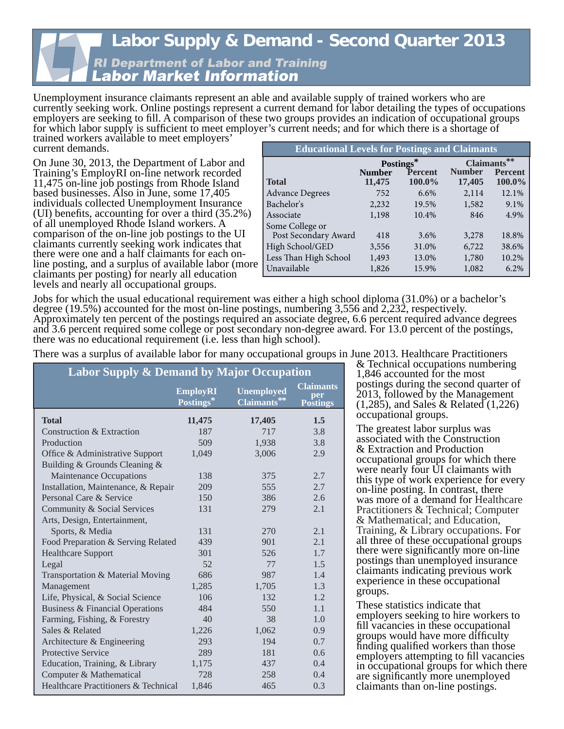# Labor Supply & Demand - Second Quarter 2013

## RI Department of Labor and Training

## Labor Market Information

Unemployment insurance claimants represent an able and available supply of trained workers who are currently seeking work. Online postings represent a current demand for labor detailing the types of occupations employers are seeking to fill. A comparison of these two groups provides an indication of occupational groups for which labor supply is sufficient to meet employer's current needs; and for which there is a shortage of trained workers available to meet employers' current demands.

On June 30, 2013, the Department of Labor and Training's EmployRI on-line network recorded 11,475 on-line job postings from Rhode Island based businesses. Also in June, some 17,405 individuals collected Unemployment Insurance (UI) benefits, accounting for over a third (35.2%) of all unemployed Rhode Island workers. A comparison of the on-line job postings to the UI claimants currently seeking work indicates that there were one and a half claimants for each on-line posting, and a surplus of available labor (more claimants per posting) for nearly all education levels and nearly all occupational groups.

**Educational Levels for Postings and Claimants**

| | Postings* | | Claimants** | |
|---|---|---|---|---|
| | Number | Percent | Number | Percent |
| **Total** | **11,475** | **100.0%** | **17,405** | **100.0%** |
| Advance Degrees | 752 | 6.6% | 2,114 | 12.1% |
| Bachelor's | 2,232 | 19.5% | 1,582 | 9.1% |
| Associate | 1,198 | 10.4% | 846 | 4.9% |
| Some College or Post Secondary Award | 418 | 3.6% | 3,278 | 18.8% |
| High School/GED | 3,556 | 31.0% | 6,722 | 38.6% |
| Less Than High School | 1,493 | 13.0% | 1,780 | 10.2% |
| Unavailable | 1,826 | 15.9% | 1,082 | 6.2% |

Jobs for which the usual educational requirement was either a high school diploma (31.0%) or a bachelor's degree (19.5%) accounted for the most on-line postings, numbering 3,556 and 2,232, respectively. Approximately ten percent of the postings required an associate degree, 6.6 percent required advance degrees and 3.6 percent required some college or post secondary non-degree award. For 13.0 percent of the postings, there was no educational requirement (i.e. less than high school).

There was a surplus of available labor for many occupational groups in June 2013. Healthcare Practitioners & Technical occupations numbering 1,846 accounted for the most postings during the second quarter of 2013, followed by the Management (1,285), and Sales & Related (1,226) occupational groups.

**Labor Supply & Demand by Major Occupation**

| | EmployRI Postings* | Unemployed Claimants** | Claimants per Postings |
|---|---|---|---|
| **Total** | **11,475** | **17,405** | **1.5** |
| Construction & Extraction | 187 | 717 | 3.8 |
| Production | 509 | 1,938 | 3.8 |
| Office & Administrative Support | 1,049 | 3,006 | 2.9 |
| Building & Grounds Cleaning & Maintenance Occupations | 138 | 375 | 2.7 |
| Installation, Maintenance, & Repair | 209 | 555 | 2.7 |
| Personal Care & Service | 150 | 386 | 2.6 |
| Community & Social Services | 131 | 279 | 2.1 |
| Arts, Design, Entertainment, Sports, & Media | 131 | 270 | 2.1 |
| Food Preparation & Serving Related | 439 | 901 | 2.1 |
| Healthcare Support | 301 | 526 | 1.7 |
| Legal | 52 | 77 | 1.5 |
| Transportation & Material Moving | 686 | 987 | 1.4 |
| Management | 1,285 | 1,705 | 1.3 |
| Life, Physical, & Social Science | 106 | 132 | 1.2 |
| Business & Financial Operations | 484 | 550 | 1.1 |
| Farming, Fishing, & Forestry | 40 | 38 | 1.0 |
| Sales & Related | 1,226 | 1,062 | 0.9 |
| Architecture & Engineering | 293 | 194 | 0.7 |
| Protective Service | 289 | 181 | 0.6 |
| Education, Training, & Library | 1,175 | 437 | 0.4 |
| Computer & Mathematical | 728 | 258 | 0.4 |
| Healthcare Practitioners & Technical | 1,846 | 465 | 0.3 |

The greatest labor surplus was associated with the Construction & Extraction and Production occupational groups for which there were nearly four UI claimants with this type of work experience for every on-line posting. In contrast, there was more of a demand for Healthcare Practitioners & Technical; Computer & Mathematical; and Education, Training, & Library occupations. For all three of these occupational groups there were significantly more on-line postings than unemployed insurance claimants indicating previous work experience in these occupational groups.

These statistics indicate that employers seeking to hire workers to fill vacancies in these occupational groups would have more difficulty finding qualified workers than those employers attempting to fill vacancies in occupational groups for which there are significantly more unemployed claimants than on-line postings.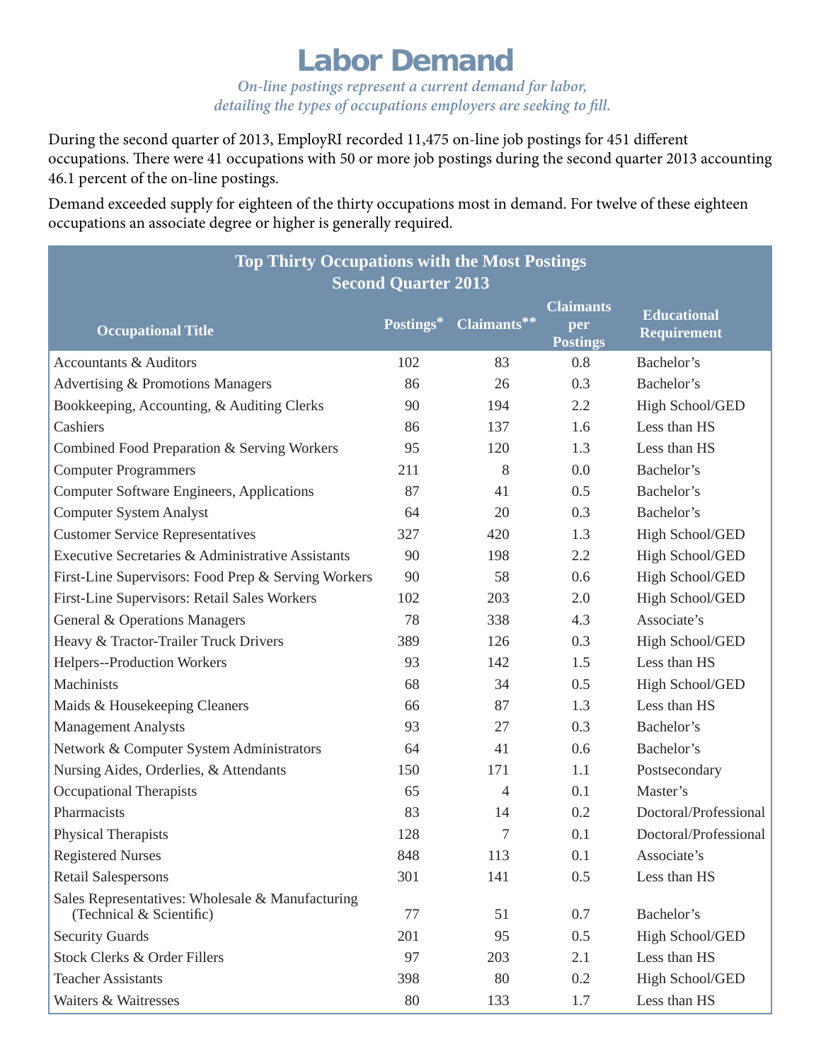# Labor Demand

*On-line postings represent a current demand for labor, detailing the types of occupations employers are seeking to fill.*

During the second quarter of 2013, EmployRI recorded 11,475 on-line job postings for 451 different occupations. There were 41 occupations with 50 or more job postings during the second quarter 2013 accounting 46.1 percent of the on-line postings.

Demand exceeded supply for eighteen of the thirty occupations most in demand. For twelve of these eighteen occupations an associate degree or higher is generally required.

**Top Thirty Occupations with the Most Postings**
**Second Quarter 2013**

| Occupational Title | Postings* | Claimants** | Claimants per Postings | Educational Requirement |
|---|---|---|---|---|
| Accountants & Auditors | 102 | 83 | 0.8 | Bachelor's |
| Advertising & Promotions Managers | 86 | 26 | 0.3 | Bachelor's |
| Bookkeeping, Accounting, & Auditing Clerks | 90 | 194 | 2.2 | High School/GED |
| Cashiers | 86 | 137 | 1.6 | Less than HS |
| Combined Food Preparation & Serving Workers | 95 | 120 | 1.3 | Less than HS |
| Computer Programmers | 211 | 8 | 0.0 | Bachelor's |
| Computer Software Engineers, Applications | 87 | 41 | 0.5 | Bachelor's |
| Computer System Analyst | 64 | 20 | 0.3 | Bachelor's |
| Customer Service Representatives | 327 | 420 | 1.3 | High School/GED |
| Executive Secretaries & Administrative Assistants | 90 | 198 | 2.2 | High School/GED |
| First-Line Supervisors: Food Prep & Serving Workers | 90 | 58 | 0.6 | High School/GED |
| First-Line Supervisors: Retail Sales Workers | 102 | 203 | 2.0 | High School/GED |
| General & Operations Managers | 78 | 338 | 4.3 | Associate's |
| Heavy & Tractor-Trailer Truck Drivers | 389 | 126 | 0.3 | High School/GED |
| Helpers--Production Workers | 93 | 142 | 1.5 | Less than HS |
| Machinists | 68 | 34 | 0.5 | High School/GED |
| Maids & Housekeeping Cleaners | 66 | 87 | 1.3 | Less than HS |
| Management Analysts | 93 | 27 | 0.3 | Bachelor's |
| Network & Computer System Administrators | 64 | 41 | 0.6 | Bachelor's |
| Nursing Aides, Orderlies, & Attendants | 150 | 171 | 1.1 | Postsecondary |
| Occupational Therapists | 65 | 4 | 0.1 | Master's |
| Pharmacists | 83 | 14 | 0.2 | Doctoral/Professional |
| Physical Therapists | 128 | 7 | 0.1 | Doctoral/Professional |
| Registered Nurses | 848 | 113 | 0.1 | Associate's |
| Retail Salespersons | 301 | 141 | 0.5 | Less than HS |
| Sales Representatives: Wholesale & Manufacturing (Technical & Scientific) | 77 | 51 | 0.7 | Bachelor's |
| Security Guards | 201 | 95 | 0.5 | High School/GED |
| Stock Clerks & Order Fillers | 97 | 203 | 2.1 | Less than HS |
| Teacher Assistants | 398 | 80 | 0.2 | High School/GED |
| Waiters & Waitresses | 80 | 133 | 1.7 | Less than HS |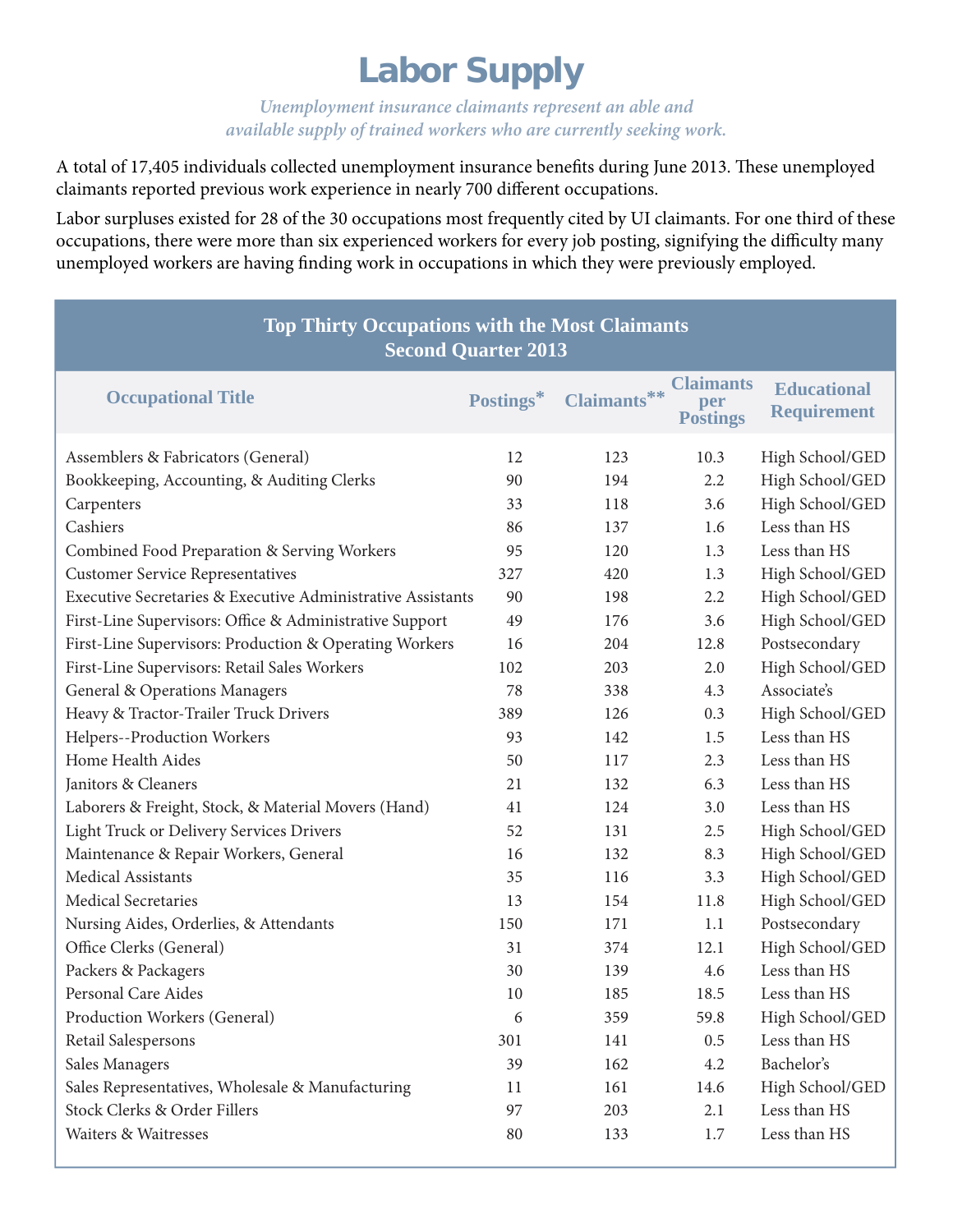# Labor Supply

*Unemployment insurance claimants represent an able and available supply of trained workers who are currently seeking work.*

A total of 17,405 individuals collected unemployment insurance benefits during June 2013. These unemployed claimants reported previous work experience in nearly 700 different occupations.

Labor surpluses existed for 28 of the 30 occupations most frequently cited by UI claimants. For one third of these occupations, there were more than six experienced workers for every job posting, signifying the difficulty many unemployed workers are having finding work in occupations in which they were previously employed.

**Top Thirty Occupations with the Most Claimants**
**Second Quarter 2013**

| Occupational Title | Postings* | Claimants** | Claimants per Postings | Educational Requirement |
|---|---|---|---|---|
| Assemblers & Fabricators (General) | 12 | 123 | 10.3 | High School/GED |
| Bookkeeping, Accounting, & Auditing Clerks | 90 | 194 | 2.2 | High School/GED |
| Carpenters | 33 | 118 | 3.6 | High School/GED |
| Cashiers | 86 | 137 | 1.6 | Less than HS |
| Combined Food Preparation & Serving Workers | 95 | 120 | 1.3 | Less than HS |
| Customer Service Representatives | 327 | 420 | 1.3 | High School/GED |
| Executive Secretaries & Executive Administrative Assistants | 90 | 198 | 2.2 | High School/GED |
| First-Line Supervisors: Office & Administrative Support | 49 | 176 | 3.6 | High School/GED |
| First-Line Supervisors: Production & Operating Workers | 16 | 204 | 12.8 | Postsecondary |
| First-Line Supervisors: Retail Sales Workers | 102 | 203 | 2.0 | High School/GED |
| General & Operations Managers | 78 | 338 | 4.3 | Associate's |
| Heavy & Tractor-Trailer Truck Drivers | 389 | 126 | 0.3 | High School/GED |
| Helpers--Production Workers | 93 | 142 | 1.5 | Less than HS |
| Home Health Aides | 50 | 117 | 2.3 | Less than HS |
| Janitors & Cleaners | 21 | 132 | 6.3 | Less than HS |
| Laborers & Freight, Stock, & Material Movers (Hand) | 41 | 124 | 3.0 | Less than HS |
| Light Truck or Delivery Services Drivers | 52 | 131 | 2.5 | High School/GED |
| Maintenance & Repair Workers, General | 16 | 132 | 8.3 | High School/GED |
| Medical Assistants | 35 | 116 | 3.3 | High School/GED |
| Medical Secretaries | 13 | 154 | 11.8 | High School/GED |
| Nursing Aides, Orderlies, & Attendants | 150 | 171 | 1.1 | Postsecondary |
| Office Clerks (General) | 31 | 374 | 12.1 | High School/GED |
| Packers & Packagers | 30 | 139 | 4.6 | Less than HS |
| Personal Care Aides | 10 | 185 | 18.5 | Less than HS |
| Production Workers (General) | 6 | 359 | 59.8 | High School/GED |
| Retail Salespersons | 301 | 141 | 0.5 | Less than HS |
| Sales Managers | 39 | 162 | 4.2 | Bachelor's |
| Sales Representatives, Wholesale & Manufacturing | 11 | 161 | 14.6 | High School/GED |
| Stock Clerks & Order Fillers | 97 | 203 | 2.1 | Less than HS |
| Waiters & Waitresses | 80 | 133 | 1.7 | Less than HS |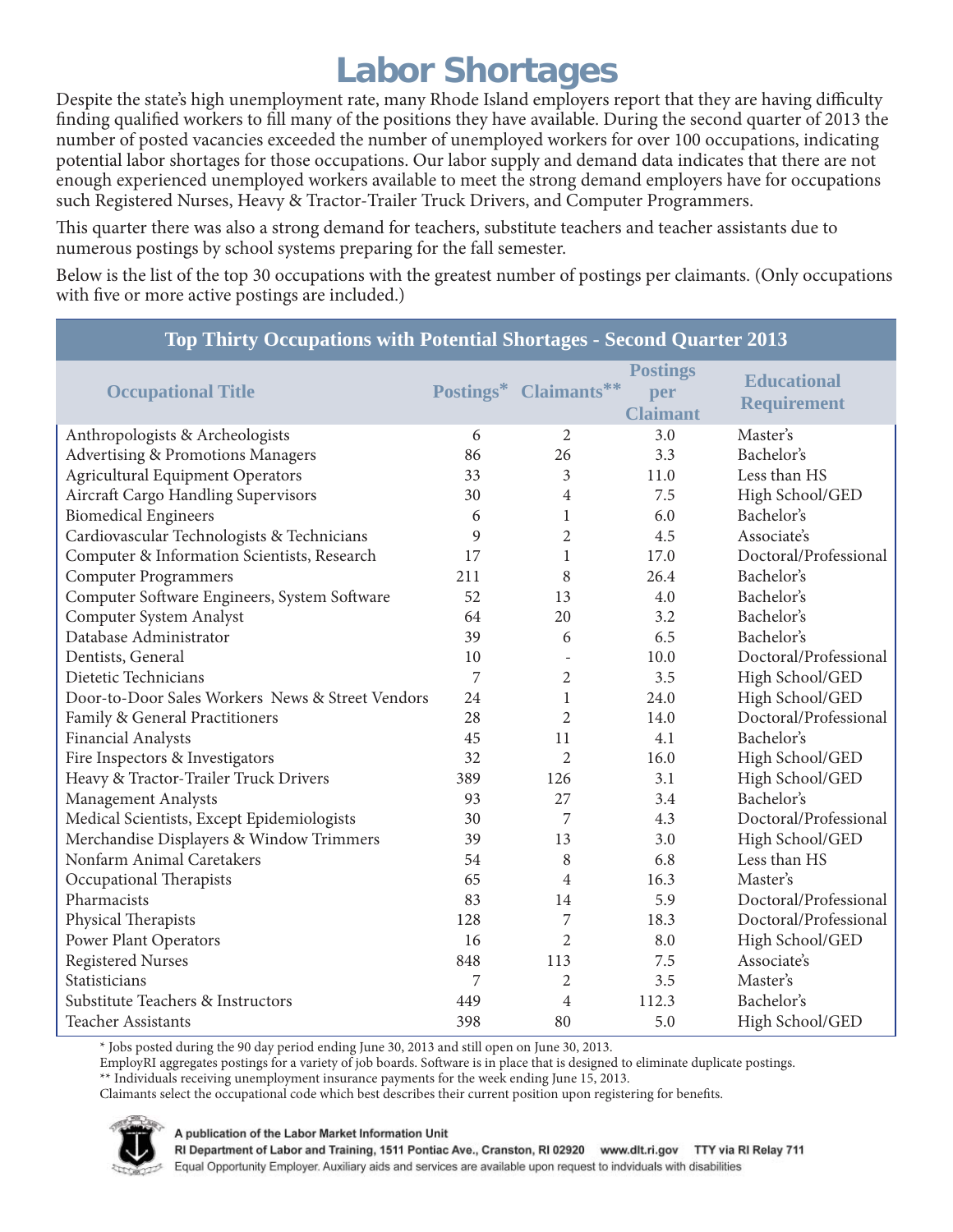# Labor Shortages

Despite the state's high unemployment rate, many Rhode Island employers report that they are having difficulty finding qualified workers to fill many of the positions they have available. During the second quarter of 2013 the number of posted vacancies exceeded the number of unemployed workers for over 100 occupations, indicating potential labor shortages for those occupations. Our labor supply and demand data indicates that there are not enough experienced unemployed workers available to meet the strong demand employers have for occupations such Registered Nurses, Heavy & Tractor-Trailer Truck Drivers, and Computer Programmers.

This quarter there was also a strong demand for teachers, substitute teachers and teacher assistants due to numerous postings by school systems preparing for the fall semester.

Below is the list of the top 30 occupations with the greatest number of postings per claimants. (Only occupations with five or more active postings are included.)

**Top Thirty Occupations with Potential Shortages - Second Quarter 2013**

| Occupational Title | Postings* | Claimants** | Postings per Claimant | Educational Requirement |
|---|---|---|---|---|
| Anthropologists & Archeologists | 6 | 2 | 3.0 | Master's |
| Advertising & Promotions Managers | 86 | 26 | 3.3 | Bachelor's |
| Agricultural Equipment Operators | 33 | 3 | 11.0 | Less than HS |
| Aircraft Cargo Handling Supervisors | 30 | 4 | 7.5 | High School/GED |
| Biomedical Engineers | 6 | 1 | 6.0 | Bachelor's |
| Cardiovascular Technologists & Technicians | 9 | 2 | 4.5 | Associate's |
| Computer & Information Scientists, Research | 17 | 1 | 17.0 | Doctoral/Professional |
| Computer Programmers | 211 | 8 | 26.4 | Bachelor's |
| Computer Software Engineers, System Software | 52 | 13 | 4.0 | Bachelor's |
| Computer System Analyst | 64 | 20 | 3.2 | Bachelor's |
| Database Administrator | 39 | 6 | 6.5 | Bachelor's |
| Dentists, General | 10 | - | 10.0 | Doctoral/Professional |
| Dietetic Technicians | 7 | 2 | 3.5 | High School/GED |
| Door-to-Door Sales Workers News & Street Vendors | 24 | 1 | 24.0 | High School/GED |
| Family & General Practitioners | 28 | 2 | 14.0 | Doctoral/Professional |
| Financial Analysts | 45 | 11 | 4.1 | Bachelor's |
| Fire Inspectors & Investigators | 32 | 2 | 16.0 | High School/GED |
| Heavy & Tractor-Trailer Truck Drivers | 389 | 126 | 3.1 | High School/GED |
| Management Analysts | 93 | 27 | 3.4 | Bachelor's |
| Medical Scientists, Except Epidemiologists | 30 | 7 | 4.3 | Doctoral/Professional |
| Merchandise Displayers & Window Trimmers | 39 | 13 | 3.0 | High School/GED |
| Nonfarm Animal Caretakers | 54 | 8 | 6.8 | Less than HS |
| Occupational Therapists | 65 | 4 | 16.3 | Master's |
| Pharmacists | 83 | 14 | 5.9 | Doctoral/Professional |
| Physical Therapists | 128 | 7 | 18.3 | Doctoral/Professional |
| Power Plant Operators | 16 | 2 | 8.0 | High School/GED |
| Registered Nurses | 848 | 113 | 7.5 | Associate's |
| Statisticians | 7 | 2 | 3.5 | Master's |
| Substitute Teachers & Instructors | 449 | 4 | 112.3 | Bachelor's |
| Teacher Assistants | 398 | 80 | 5.0 | High School/GED |

\* Jobs posted during the 90 day period ending June 30, 2013 and still open on June 30, 2013.
EmployRI aggregates postings for a variety of job boards. Software is in place that is designed to eliminate duplicate postings.
** Individuals receiving unemployment insurance payments for the week ending June 15, 2013.
Claimants select the occupational code which best describes their current position upon registering for benefits.

**A publication of the Labor Market Information Unit**
**RI Department of Labor and Training, 1511 Pontiac Ave., Cranston, RI 02920 www.dlt.ri.gov TTY via RI Relay 711**
Equal Opportunity Employer. Auxiliary aids and services are available upon request to indviduals with disabilities